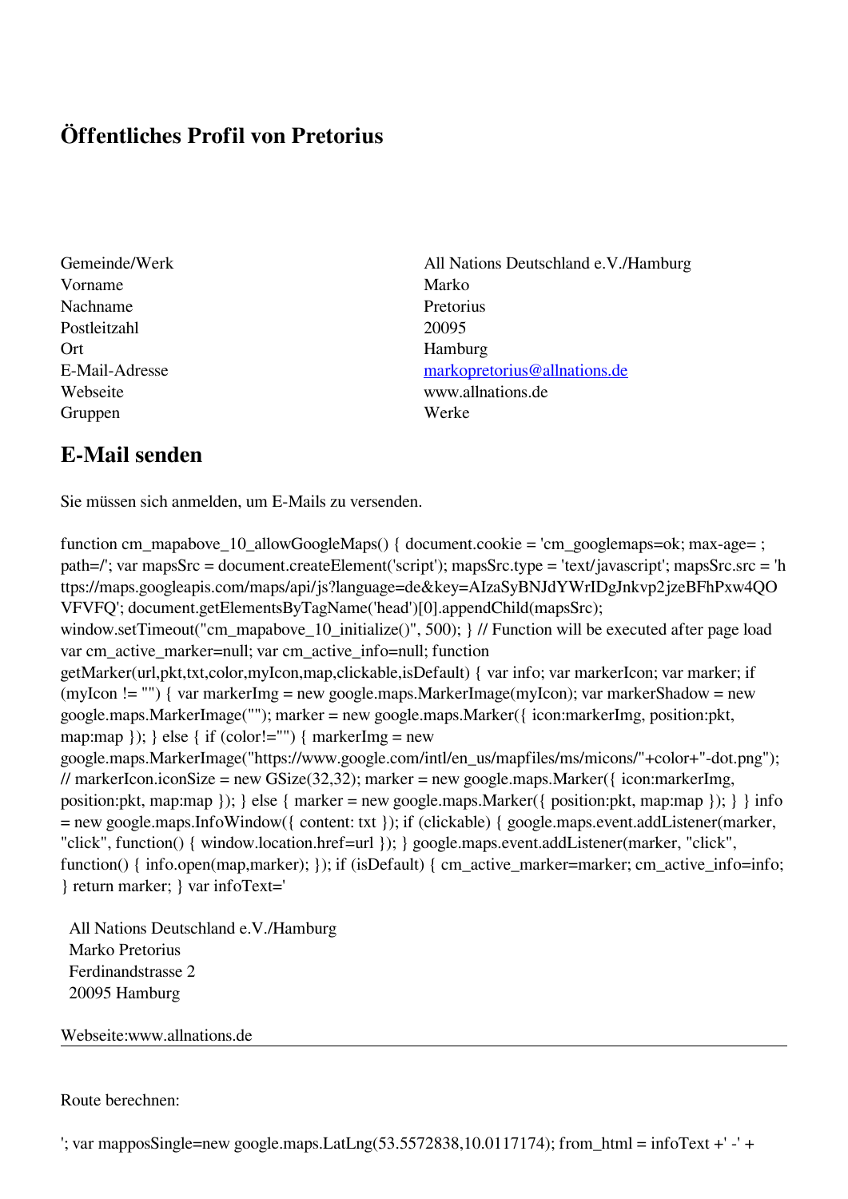# Öffentliches Profil von Pretorius

| | |
|---|---|
| Gemeinde/Werk | All Nations Deutschland e.V./Hamburg |
| Vorname | Marko |
| Nachname | Pretorius |
| Postleitzahl | 20095 |
| Ort | Hamburg |
| E-Mail-Adresse | markopretorius@allnations.de |
| Webseite | www.allnations.de |
| Gruppen | Werke |

## E-Mail senden

Sie müssen sich anmelden, um E-Mails zu versenden.

function cm_mapabove_10_allowGoogleMaps() { document.cookie = 'cm_googlemaps=ok; max-age= ; path=/'; var mapsSrc = document.createElement('script'); mapsSrc.type = 'text/javascript'; mapsSrc.src = 'https://maps.googleapis.com/maps/api/js?language=de&key=AIzaSyBNJdYWrIDgJnkvp2jzeBFhPxw4QOVFVFQ'; document.getElementsByTagName('head')[0].appendChild(mapsSrc); window.setTimeout("cm_mapabove_10_initialize()", 500); } // Function will be executed after page load var cm_active_marker=null; var cm_active_info=null; function getMarker(url,pkt,txt,color,myIcon,map,clickable,isDefault) { var info; var markerIcon; var marker; if (myIcon != "") { var markerImg = new google.maps.MarkerImage(myIcon); var markerShadow = new google.maps.MarkerImage(""); marker = new google.maps.Marker({ icon:markerImg, position:pkt, map:map }); } else { if (color!="") { markerImg = new google.maps.MarkerImage("https://www.google.com/intl/en_us/mapfiles/ms/micons/"+color+"-dot.png"); // markerIcon.iconSize = new GSize(32,32); marker = new google.maps.Marker({ icon:markerImg, position:pkt, map:map }); } else { marker = new google.maps.Marker({ position:pkt, map:map }); } } info = new google.maps.InfoWindow({ content: txt }); if (clickable) { google.maps.event.addListener(marker, "click", function() { window.location.href=url }); } google.maps.event.addListener(marker, "click", function() { info.open(map,marker); }); if (isDefault) { cm_active_marker=marker; cm_active_info=info; } return marker; } var infoText='

All Nations Deutschland e.V./Hamburg
Marko Pretorius
Ferdinandstrasse 2
20095 Hamburg

Webseite:www.allnations.de

---

Route berechnen:

'; var upmapposSingle=new google.maps.LatLng(53.5572838,10.0117174); from_html = infoText +' -' +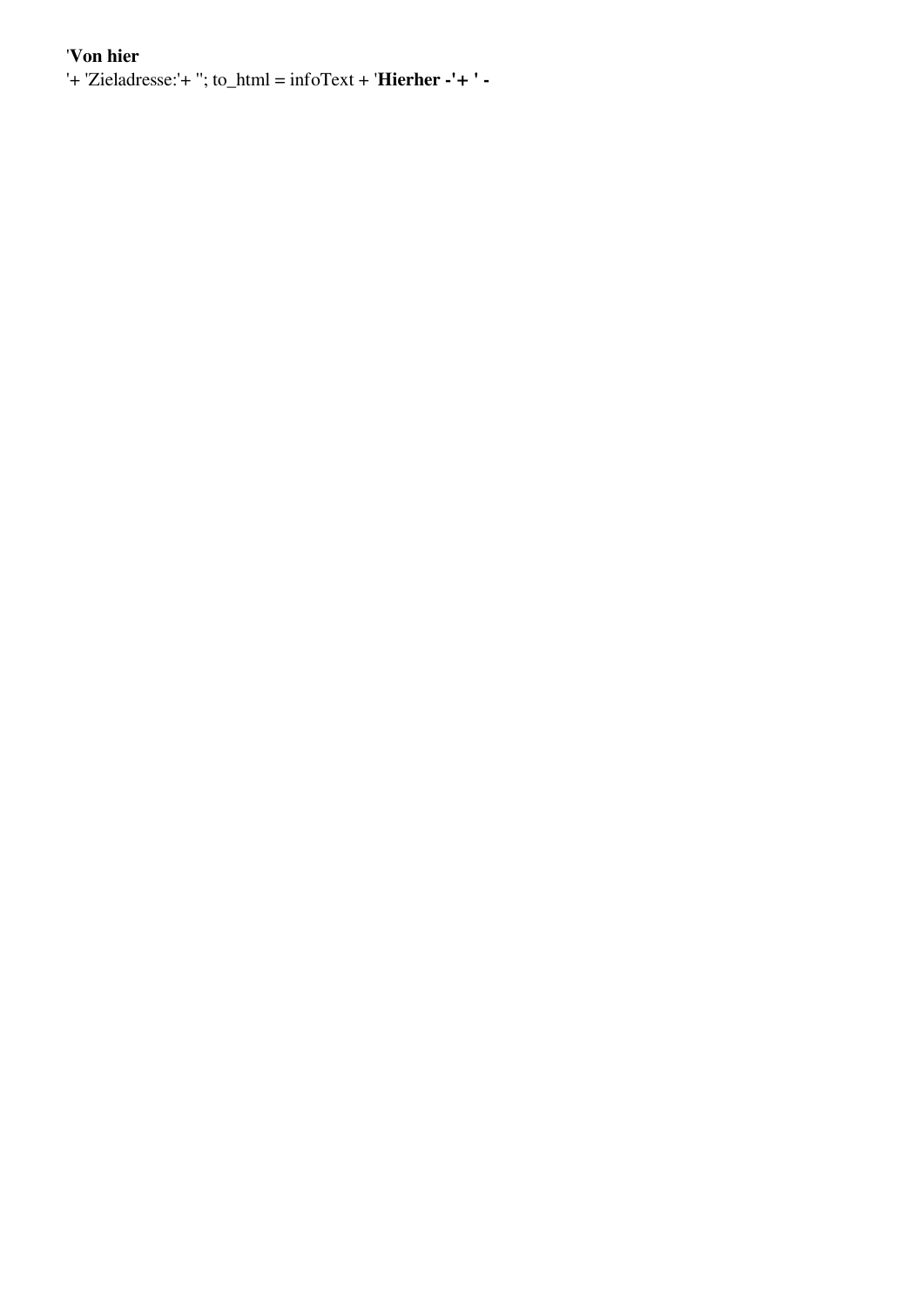'**Von hier**

'+ 'Zieladresse:'+ ''; to_html = infoText + '**Hierher -'+ ' -**